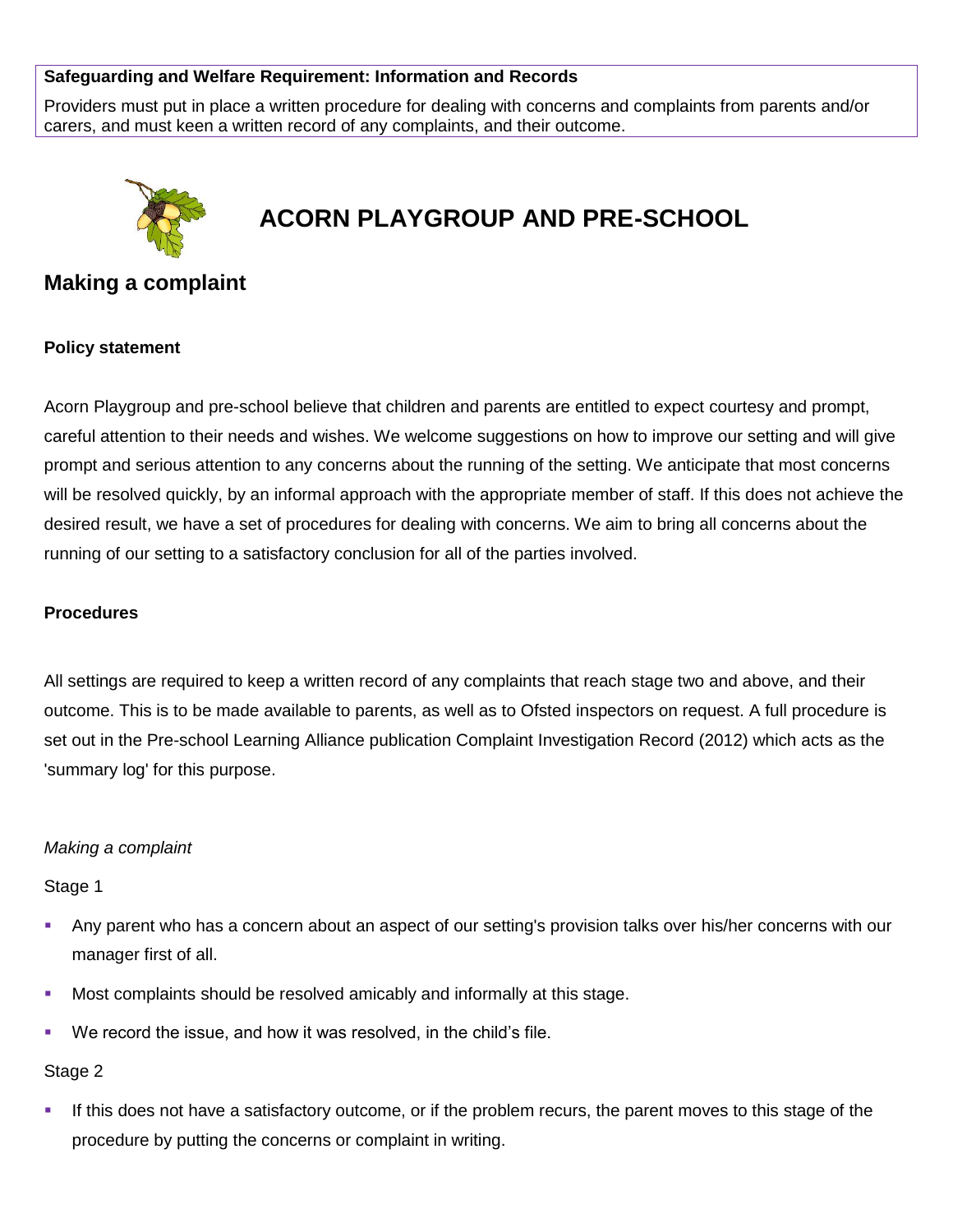**Safeguarding and Welfare Requirement: Information and Records**

Providers must put in place a written procedure for dealing with concerns and complaints from parents and/or carers, and must keen a written record of any complaints, and their outcome.

# ACORN PLAYGROUP AND PRE-SCHOOL

## Making a complaint

**Policy statement**

Acorn Playgroup and pre-school believe that children and parents are entitled to expect courtesy and prompt, careful attention to their needs and wishes. We welcome suggestions on how to improve our setting and will give prompt and serious attention to any concerns about the running of the setting. We anticipate that most concerns will be resolved quickly, by an informal approach with the appropriate member of staff. If this does not achieve the desired result, we have a set of procedures for dealing with concerns. We aim to bring all concerns about the running of our setting to a satisfactory conclusion for all of the parties involved.

**Procedures**

All settings are required to keep a written record of any complaints that reach stage two and above, and their outcome. This is to be made available to parents, as well as to Ofsted inspectors on request. A full procedure is set out in the Pre-school Learning Alliance publication Complaint Investigation Record (2012) which acts as the 'summary log' for this purpose.

*Making a complaint*

Stage 1

- Any parent who has a concern about an aspect of our setting's provision talks over his/her concerns with our manager first of all.
- Most complaints should be resolved amicably and informally at this stage.
- We record the issue, and how it was resolved, in the child's file.

Stage 2

- If this does not have a satisfactory outcome, or if the problem recurs, the parent moves to this stage of the procedure by putting the concerns or complaint in writing.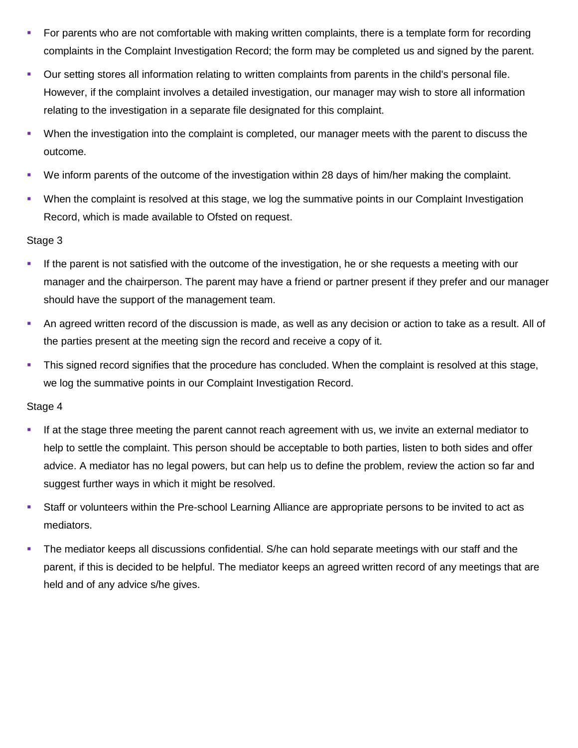- For parents who are not comfortable with making written complaints, there is a template form for recording complaints in the Complaint Investigation Record; the form may be completed us and signed by the parent.
- Our setting stores all information relating to written complaints from parents in the child's personal file. However, if the complaint involves a detailed investigation, our manager may wish to store all information relating to the investigation in a separate file designated for this complaint.
- When the investigation into the complaint is completed, our manager meets with the parent to discuss the outcome.
- We inform parents of the outcome of the investigation within 28 days of him/her making the complaint.
- When the complaint is resolved at this stage, we log the summative points in our Complaint Investigation Record, which is made available to Ofsted on request.

Stage 3

- If the parent is not satisfied with the outcome of the investigation, he or she requests a meeting with our manager and the chairperson. The parent may have a friend or partner present if they prefer and our manager should have the support of the management team.
- An agreed written record of the discussion is made, as well as any decision or action to take as a result. All of the parties present at the meeting sign the record and receive a copy of it.
- This signed record signifies that the procedure has concluded. When the complaint is resolved at this stage, we log the summative points in our Complaint Investigation Record.

Stage 4

- If at the stage three meeting the parent cannot reach agreement with us, we invite an external mediator to help to settle the complaint. This person should be acceptable to both parties, listen to both sides and offer advice. A mediator has no legal powers, but can help us to define the problem, review the action so far and suggest further ways in which it might be resolved.
- Staff or volunteers within the Pre-school Learning Alliance are appropriate persons to be invited to act as mediators.
- The mediator keeps all discussions confidential. S/he can hold separate meetings with our staff and the parent, if this is decided to be helpful. The mediator keeps an agreed written record of any meetings that are held and of any advice s/he gives.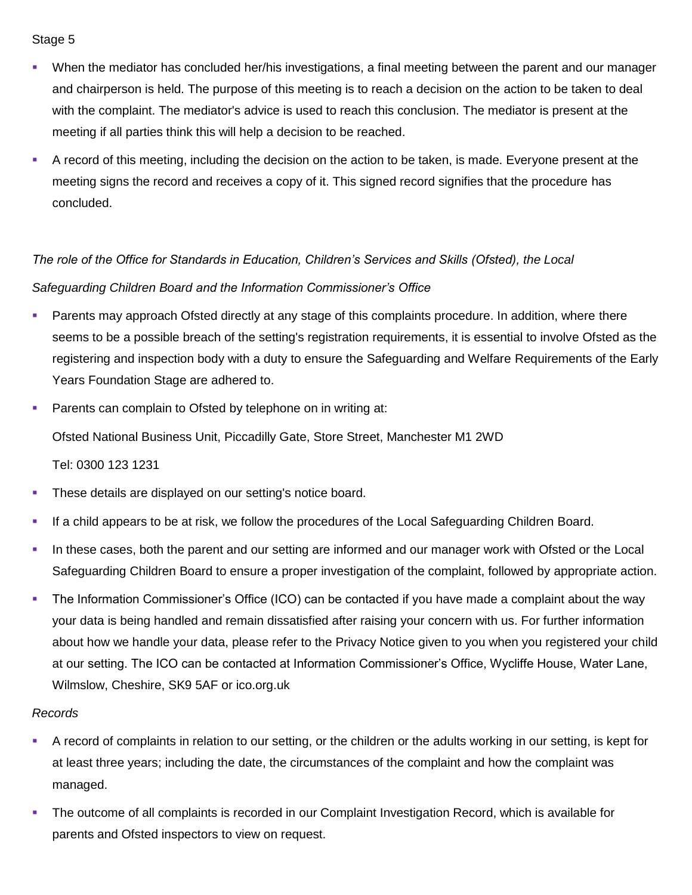Stage 5

- When the mediator has concluded her/his investigations, a final meeting between the parent and our manager and chairperson is held. The purpose of this meeting is to reach a decision on the action to be taken to deal with the complaint. The mediator's advice is used to reach this conclusion. The mediator is present at the meeting if all parties think this will help a decision to be reached.
- A record of this meeting, including the decision on the action to be taken, is made. Everyone present at the meeting signs the record and receives a copy of it. This signed record signifies that the procedure has concluded.

*The role of the Office for Standards in Education, Children's Services and Skills (Ofsted), the Local Safeguarding Children Board and the Information Commissioner's Office*

- Parents may approach Ofsted directly at any stage of this complaints procedure. In addition, where there seems to be a possible breach of the setting's registration requirements, it is essential to involve Ofsted as the registering and inspection body with a duty to ensure the Safeguarding and Welfare Requirements of the Early Years Foundation Stage are adhered to.
- Parents can complain to Ofsted by telephone on in writing at:

  Ofsted National Business Unit, Piccadilly Gate, Store Street, Manchester M1 2WD

  Tel: 0300 123 1231
- These details are displayed on our setting's notice board.
- If a child appears to be at risk, we follow the procedures of the Local Safeguarding Children Board.
- In these cases, both the parent and our setting are informed and our manager work with Ofsted or the Local Safeguarding Children Board to ensure a proper investigation of the complaint, followed by appropriate action.
- The Information Commissioner's Office (ICO) can be contacted if you have made a complaint about the way your data is being handled and remain dissatisfied after raising your concern with us. For further information about how we handle your data, please refer to the Privacy Notice given to you when you registered your child at our setting. The ICO can be contacted at Information Commissioner's Office, Wycliffe House, Water Lane, Wilmslow, Cheshire, SK9 5AF or ico.org.uk

*Records*

- A record of complaints in relation to our setting, or the children or the adults working in our setting, is kept for at least three years; including the date, the circumstances of the complaint and how the complaint was managed.
- The outcome of all complaints is recorded in our Complaint Investigation Record, which is available for parents and Ofsted inspectors to view on request.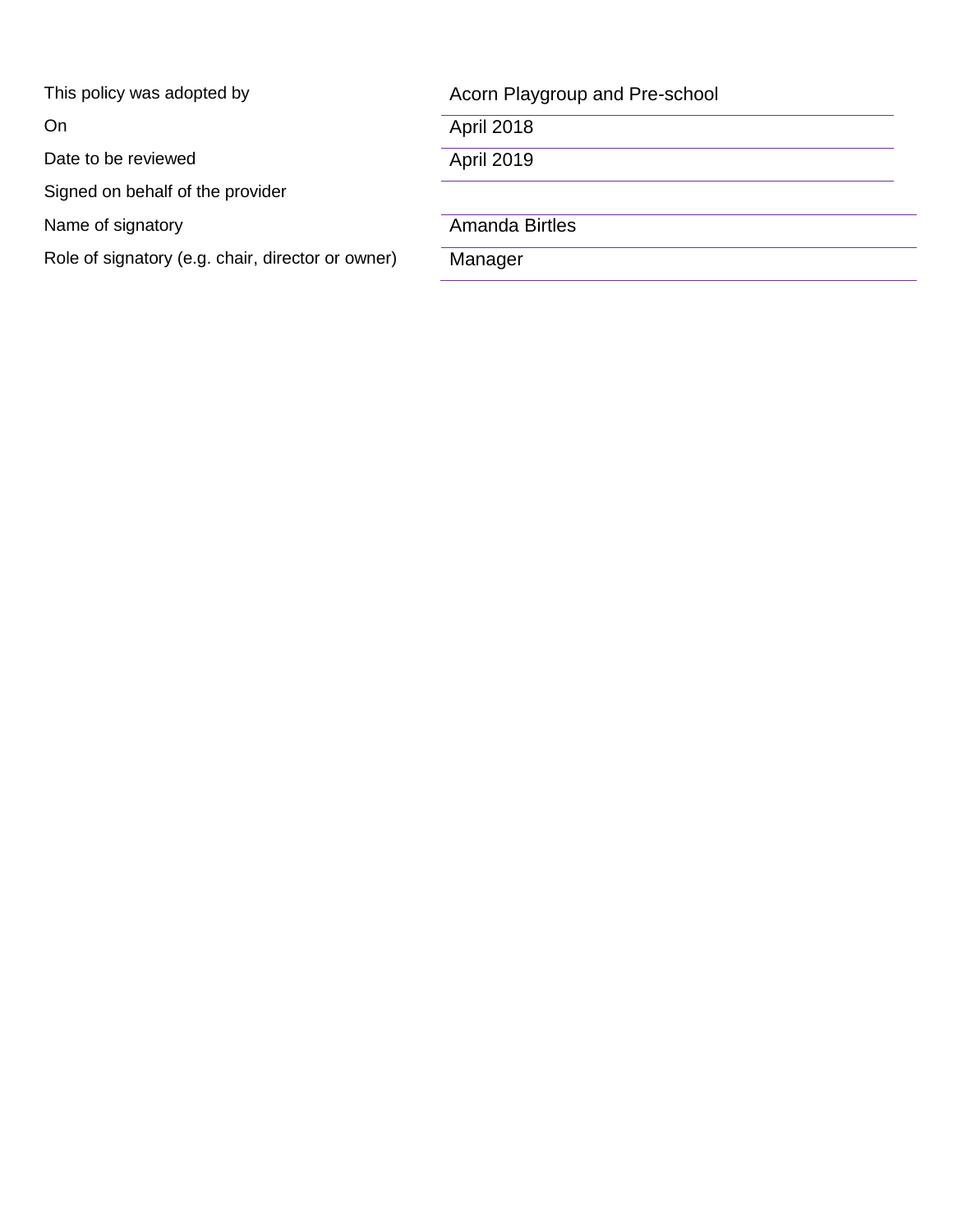| | |
|---|---|
| This policy was adopted by | Acorn Playgroup and Pre-school |
| On | April 2018 |
| Date to be reviewed | April 2019 |
| Signed on behalf of the provider | |
| Name of signatory | Amanda Birtles |
| Role of signatory (e.g. chair, director or owner) | Manager |